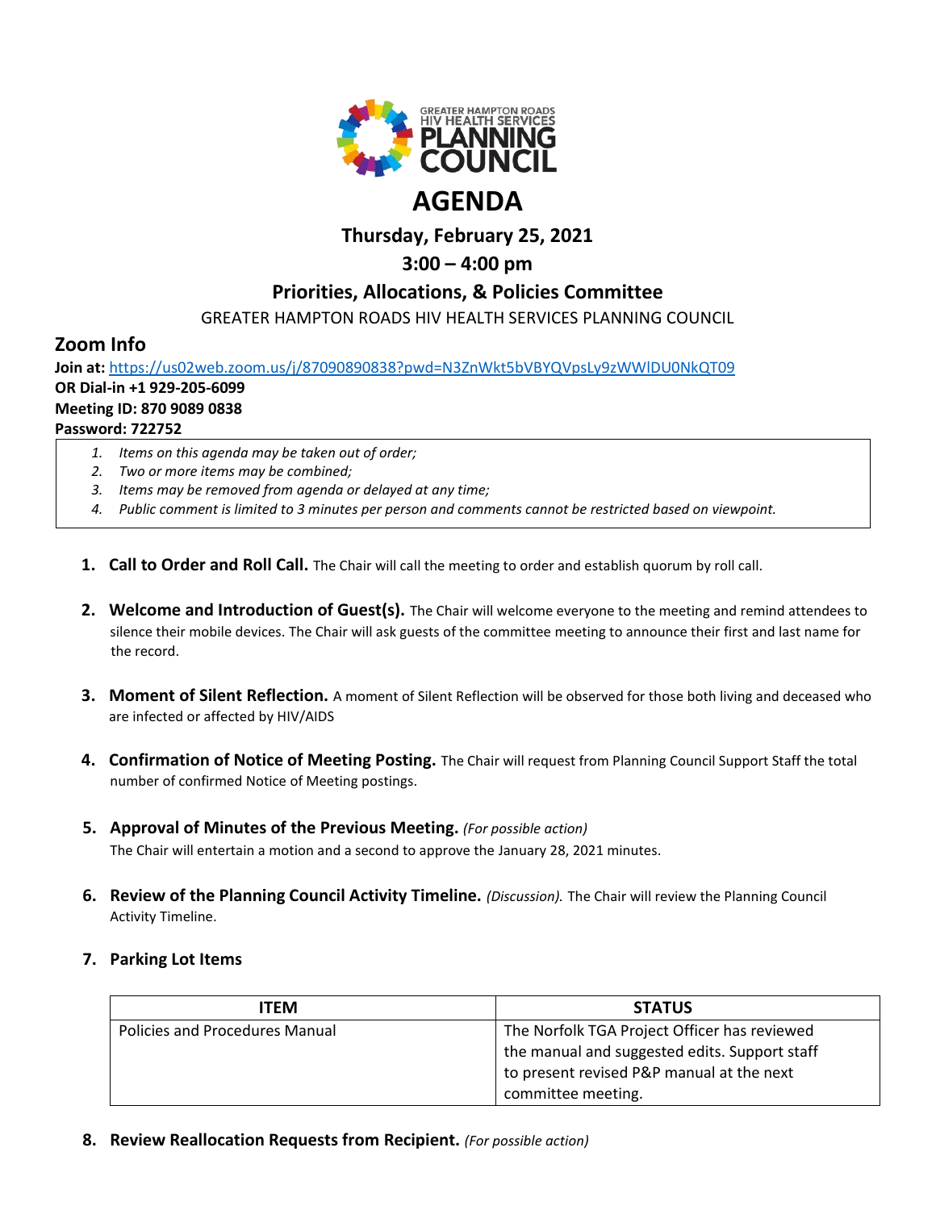GREATER HAMPTON ROADS HIV HEALTH SERVICES PLANNING COUNCIL

# AGENDA

## Thursday, February 25, 2021

## 3:00 – 4:00 pm

## Priorities, Allocations, & Policies Committee

GREATER HAMPTON ROADS HIV HEALTH SERVICES PLANNING COUNCIL

## Zoom Info

**Join at:** https://us02web.zoom.us/j/87090890838?pwd=N3ZnWkt5bVBYQVpsLy9zWWlDU0NkQT09
**OR Dial-in +1 929-205-6099**
**Meeting ID: 870 9089 0838**
**Password: 722752**

1. *Items on this agenda may be taken out of order;*
2. *Two or more items may be combined;*
3. *Items may be removed from agenda or delayed at any time;*
4. *Public comment is limited to 3 minutes per person and comments cannot be restricted based on viewpoint.*

1. **Call to Order and Roll Call.** The Chair will call the meeting to order and establish quorum by roll call.

2. **Welcome and Introduction of Guest(s).** The Chair will welcome everyone to the meeting and remind attendees to silence their mobile devices. The Chair will ask guests of the committee meeting to announce their first and last name for the record.

3. **Moment of Silent Reflection.** A moment of Silent Reflection will be observed for those both living and deceased who are infected or affected by HIV/AIDS

4. **Confirmation of Notice of Meeting Posting.** The Chair will request from Planning Council Support Staff the total number of confirmed Notice of Meeting postings.

5. **Approval of Minutes of the Previous Meeting.** *(For possible action)*
   The Chair will entertain a motion and a second to approve the January 28, 2021 minutes.

6. **Review of the Planning Council Activity Timeline.** *(Discussion).* The Chair will review the Planning Council Activity Timeline.

7. **Parking Lot Items**

| ITEM | STATUS |
|---|---|
| Policies and Procedures Manual | The Norfolk TGA Project Officer has reviewed the manual and suggested edits. Support staff to present revised P&P manual at the next committee meeting. |

8. **Review Reallocation Requests from Recipient.** *(For possible action)*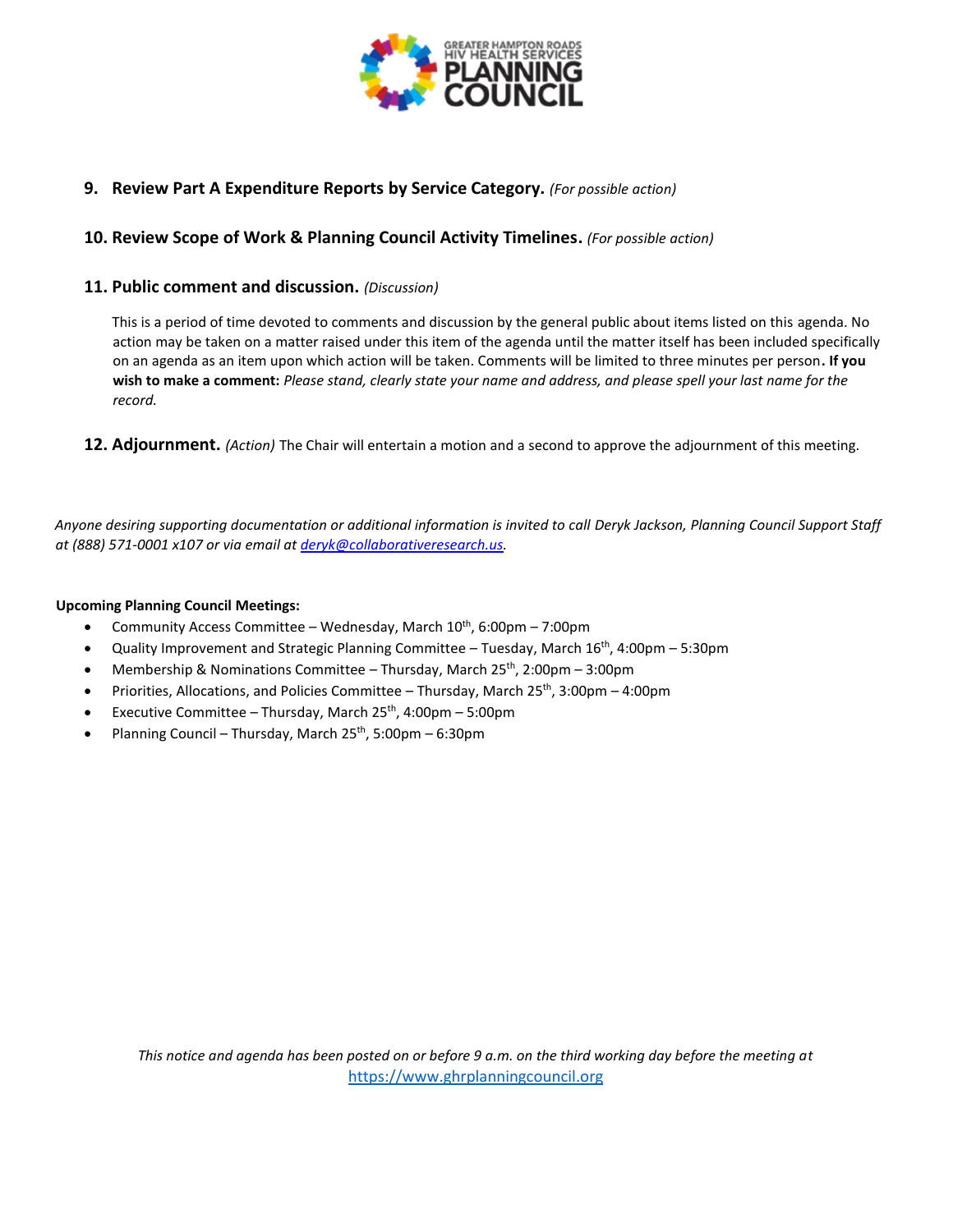**9. Review Part A Expenditure Reports by Service Category.** *(For possible action)*

**10. Review Scope of Work & Planning Council Activity Timelines.** *(For possible action)*

**11. Public comment and discussion.** *(Discussion)*

This is a period of time devoted to comments and discussion by the general public about items listed on this agenda. No action may be taken on a matter raised under this item of the agenda until the matter itself has been included specifically on an agenda as an item upon which action will be taken. Comments will be limited to three minutes per person**. If you wish to make a comment:** *Please stand, clearly state your name and address, and please spell your last name for the record.*

**12. Adjournment.** *(Action)* The Chair will entertain a motion and a second to approve the adjournment of this meeting.

*Anyone desiring supporting documentation or additional information is invited to call Deryk Jackson, Planning Council Support Staff at (888) 571-0001 x107 or via email at deryk@collaborativeresearch.us.*

**Upcoming Planning Council Meetings:**

- Community Access Committee – Wednesday, March 10th, 6:00pm – 7:00pm
- Quality Improvement and Strategic Planning Committee – Tuesday, March 16th, 4:00pm – 5:30pm
- Membership & Nominations Committee – Thursday, March 25th, 2:00pm – 3:00pm
- Priorities, Allocations, and Policies Committee – Thursday, March 25th, 3:00pm – 4:00pm
- Executive Committee – Thursday, March 25th, 4:00pm – 5:00pm
- Planning Council – Thursday, March 25th, 5:00pm – 6:30pm

*This notice and agenda has been posted on or before 9 a.m. on the third working day before the meeting at* https://www.ghrplanningcouncil.org